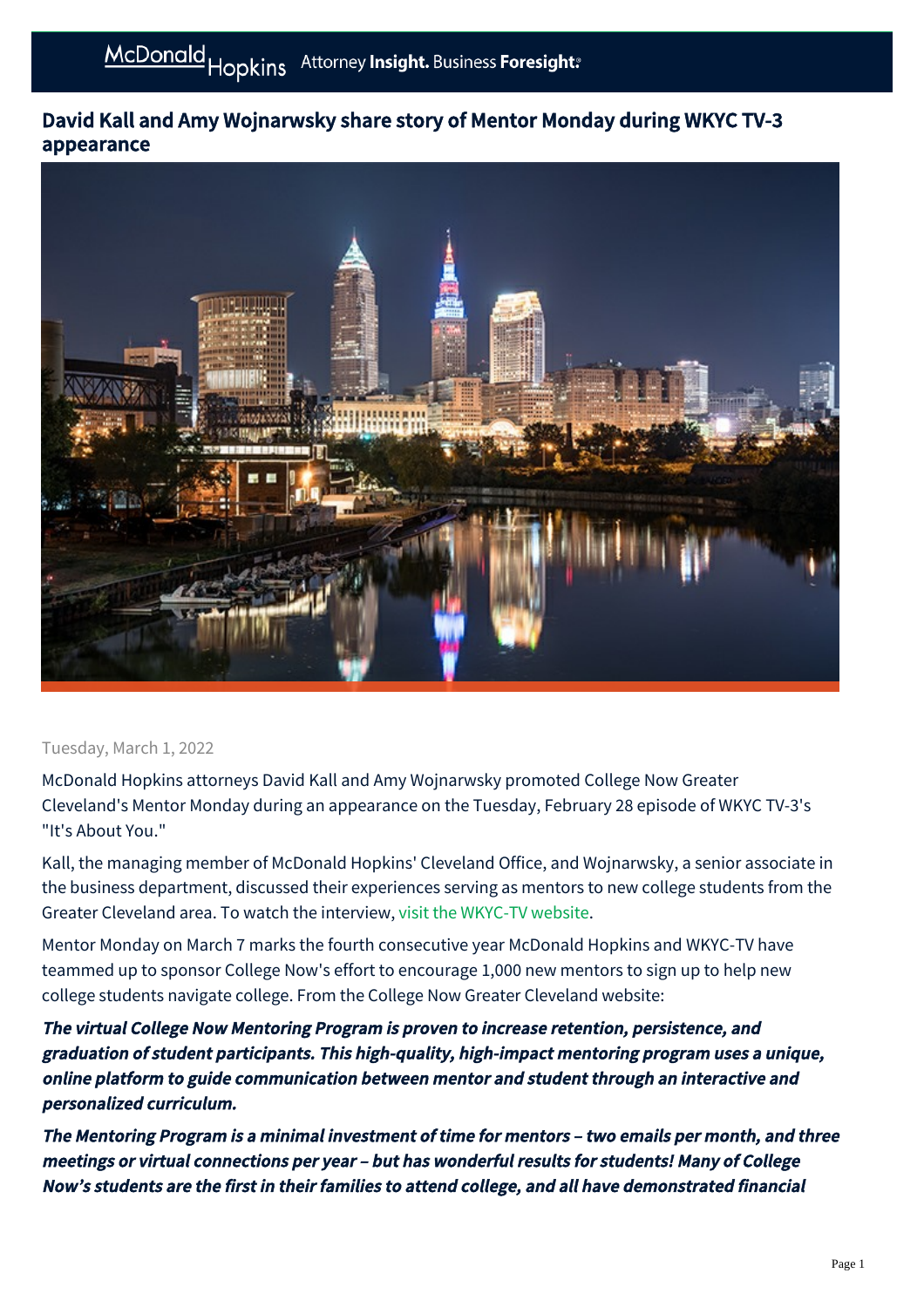# David Kall and Amy Wojnarwsky share story of Mentor Monday during WKYC TV-3 appearance

Tuesday, March 1, 2022

McDonald Hopkins attorneys David Kall and Amy Wojnarwsky promoted College Now Greater Cleveland's Mentor Monday during an appearance on the Tuesday, February 28 episode of WKYC TV-3's "It's About You."

Kall, the managing member of McDonald Hopkins' Cleveland Office, and Wojnarwsky, a senior associate in the business department, discussed their experiences serving as mentors to new college students from the Greater Cleveland area. To watch the interview, visit the WKYC-TV website.

Mentor Monday on March 7 marks the fourth consecutive year McDonald Hopkins and WKYC-TV have teamed up to sponsor College Now's effort to encourage 1,000 new mentors to sign up to help new college students navigate college. From the College Now Greater Cleveland website:

***The virtual College Now Mentoring Program is proven to increase retention, persistence, and graduation of student participants. This high-quality, high-impact mentoring program uses a unique, online platform to guide communication between mentor and student through an interactive and personalized curriculum.***

***The Mentoring Program is a minimal investment of time for mentors – two emails per month, and three meetings or virtual connections per year – but has wonderful results for students! Many of College Now's students are the first in their families to attend college, and all have demonstrated financial***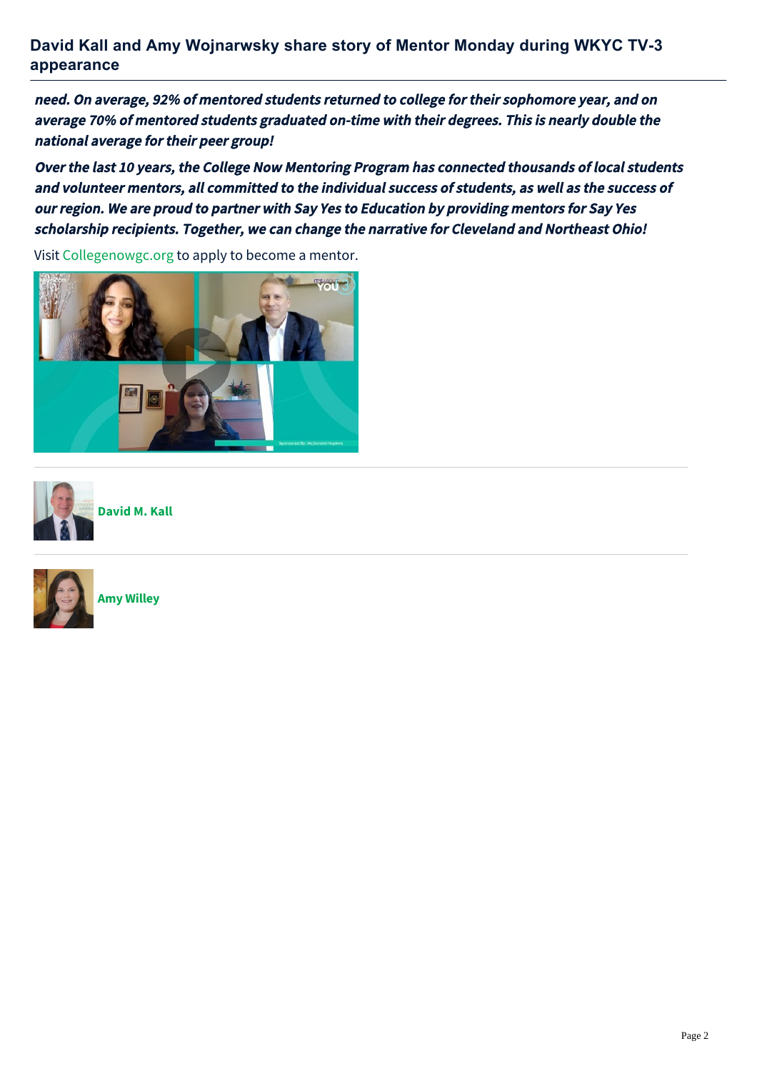***need. On average, 92% of mentored students returned to college for their sophomore year, and on average 70% of mentored students graduated on-time with their degrees. This is nearly double the national average for their peer group!***

***Over the last 10 years, the College Now Mentoring Program has connected thousands of local students and volunteer mentors, all committed to the individual success of students, as well as the success of our region. We are proud to partner with Say Yes to Education by providing mentors for Say Yes scholarship recipients. Together, we can change the narrative for Cleveland and Northeast Ohio!***

Visit Collegenowgc.org to apply to become a mentor.

**David M. Kall**

**Amy Willey**